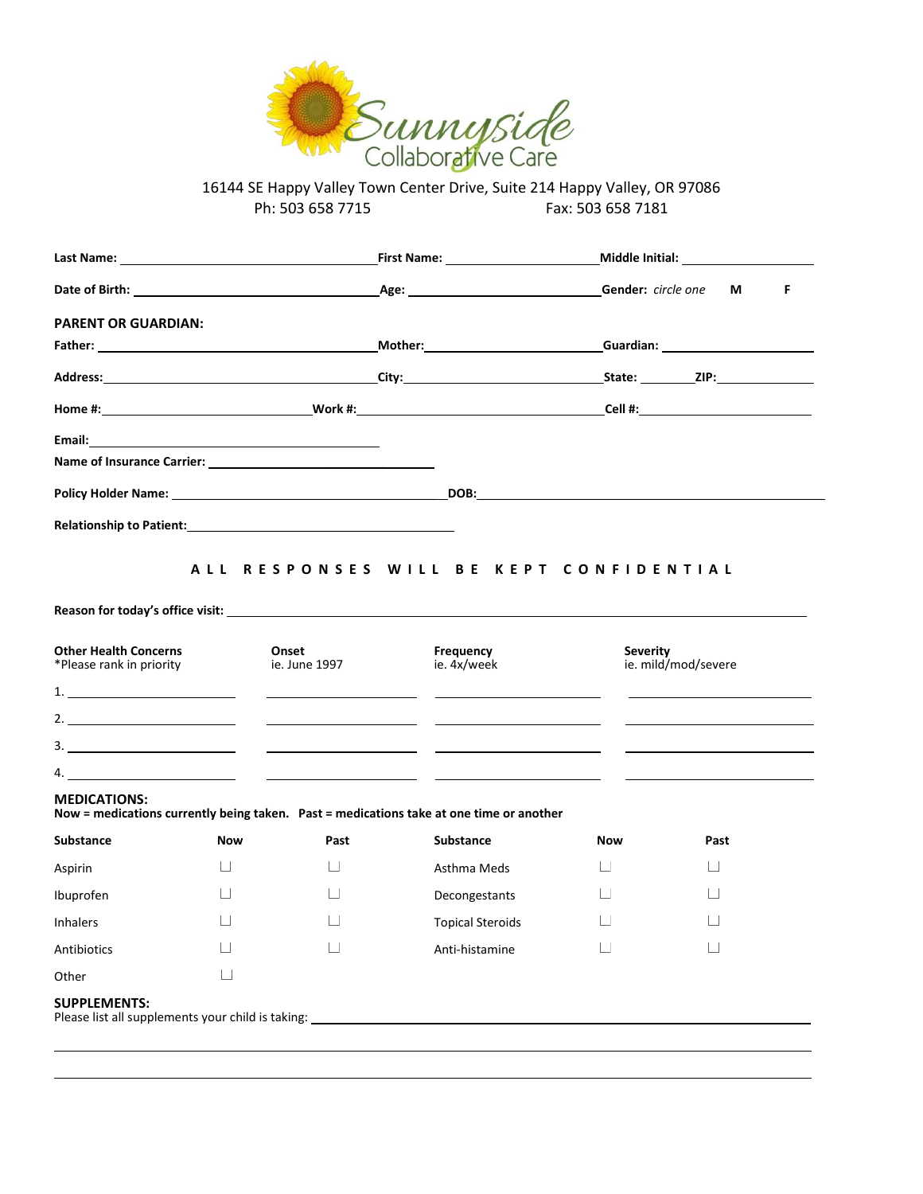# Sunnyside Collaborative Care

16144 SE Happy Valley Town Center Drive, Suite 214 Happy Valley, OR 97086

Ph: 503 658 7715 Fax: 503 658 7181

**Last Name:** ______________________ **First Name:** ______________________ **Middle Initial:** __________

**Date of Birth:** ______________________ **Age:** ______________________ **Gender:** *circle one* **M** **F**

**PARENT OR GUARDIAN:**

**Father:** ______________________ **Mother:** ______________________ **Guardian:** ______________________

**Address:** ______________________ **City:** ______________________ **State:** ________ **ZIP:** __________

**Home #:** ______________________ **Work #:** ______________________ **Cell #:** ______________________

**Email:** ______________________

**Name of Insurance Carrier:** ______________________

**Policy Holder Name:** ______________________ **DOB:** ______________________

**Relationship to Patient:** ______________________

**A L L R E S P O N S E S W I L L B E K E P T C O N F I D E N T I A L**

**Reason for today's office visit:** ______________________________________________

| **Other Health Concerns** *Please rank in priority | **Onset** ie. June 1997 | **Frequency** ie. 4x/week | **Severity** ie. mild/mod/severe |
|---|---|---|---|
| 1. | | | |
| 2. | | | |
| 3. | | | |
| 4. | | | |

**MEDICATIONS:**
**Now = medications currently being taken. Past = medications take at one time or another**

| **Substance** | **Now** | **Past** | **Substance** | **Now** | **Past** |
|---|---|---|---|---|---|
| Aspirin | ☐ | ☐ | Asthma Meds | ☐ | ☐ |
| Ibuprofen | ☐ | ☐ | Decongestants | ☐ | ☐ |
| Inhalers | ☐ | ☐ | Topical Steroids | ☐ | ☐ |
| Antibiotics | ☐ | ☐ | Anti-histamine | ☐ | ☐ |
| Other | ☐ | | | | |

**SUPPLEMENTS:**
Please list all supplements your child is taking: ______________________________________________

______________________________________________________________________

______________________________________________________________________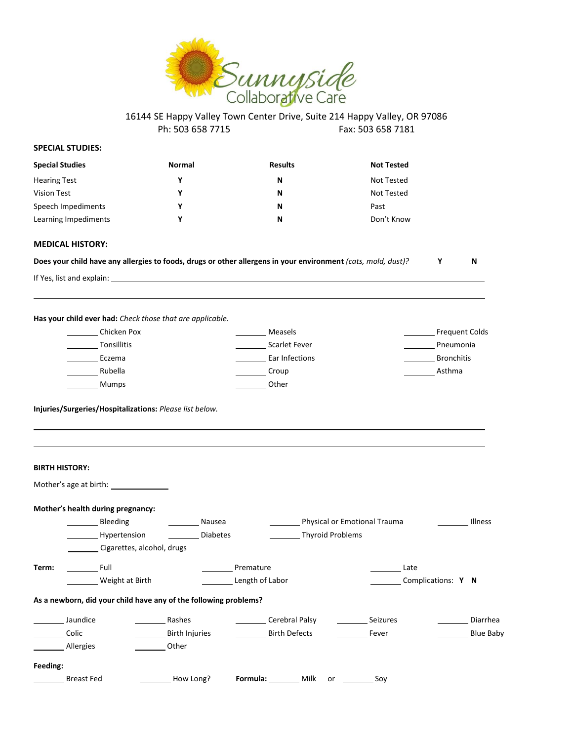Sunnyside Collaborative Care

16144 SE Happy Valley Town Center Drive, Suite 214 Happy Valley, OR 97086

Ph: 503 658 7715 Fax: 503 658 7181

**SPECIAL STUDIES:**

| Special Studies | Normal | Results | Not Tested |
|---|---|---|---|
| Hearing Test | Y | N | Not Tested |
| Vision Test | Y | N | Not Tested |
| Speech Impediments | Y | N | Past |
| Learning Impediments | Y | N | Don't Know |

**MEDICAL HISTORY:**

**Does your child have any allergies to foods, drugs or other allergens in your environment** *(cats, mold, dust)?* **Y N**

If Yes, list and explain: ________________________________________________

________________________________________________

**Has your child ever had:** *Check those that are applicable.*

_______ Chicken Pox _______ Measels _______ Frequent Colds

_______ Tonsillitis _______ Scarlet Fever _______ Pneumonia

_______ Eczema _______ Ear Infections _______ Bronchitis

_______ Rubella _______ Croup _______ Asthma

_______ Mumps _______ Other

**Injuries/Surgeries/Hospitalizations:** *Please list below.*

________________________________________________

________________________________________________

**BIRTH HISTORY:**

Mother's age at birth: ____________

**Mother's health during pregnancy:**

_______ Bleeding _______ Nausea _______ Physical or Emotional Trauma _______ Illness

_______ Hypertension _______ Diabetes _______ Thyroid Problems

_______ Cigarettes, alcohol, drugs

**Term:** _______ Full _______ Premature _______ Late

_______ Weight at Birth _______ Length of Labor _______ Complications: **Y N**

**As a newborn, did your child have any of the following problems?**

_______ Jaundice _______ Rashes _______ Cerebral Palsy _______ Seizures _______ Diarrhea

_______ Colic _______ Birth Injuries _______ Birth Defects _______ Fever _______ Blue Baby

_______ Allergies _______ Other

**Feeding:**

_______ Breast Fed _______ How Long? **Formula:** _______ Milk or _______ Soy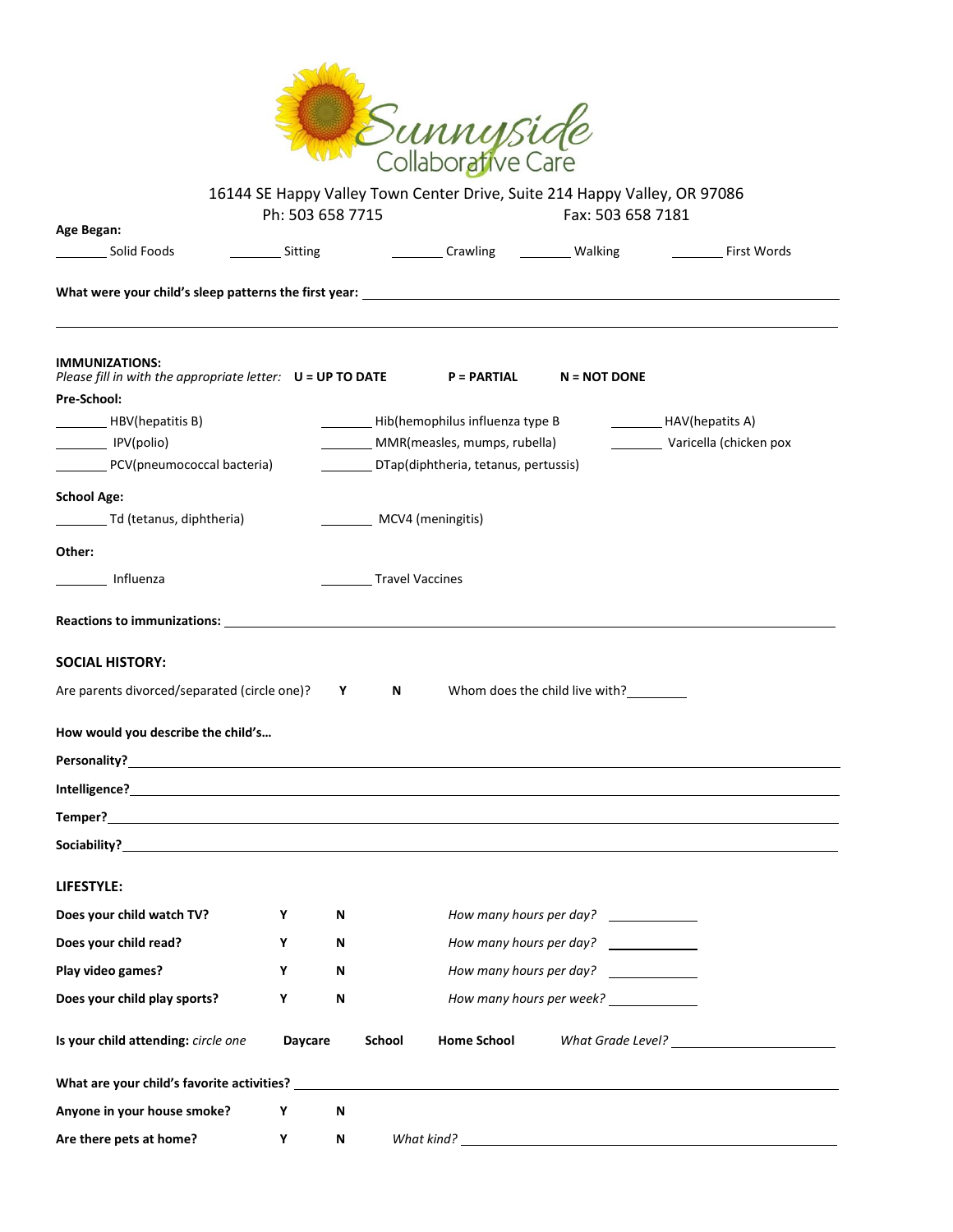# Sunnyside Collaborative Care

16144 SE Happy Valley Town Center Drive, Suite 214 Happy Valley, OR 97086

Ph: 503 658 7715 Fax: 503 658 7181

**Age Began:**

_______ Solid Foods _______ Sitting _______ Crawling _______ Walking _______ First Words

**What were your child's sleep patterns the first year:** ____________________________________________

______________________________________________________________________________

**IMMUNIZATIONS:**

*Please fill in with the appropriate letter:* **U = UP TO DATE** **P = PARTIAL** **N = NOT DONE**

**Pre-School:**

_______ HBV(hepatits B) _______ Hib(hemophilus influenza type B _______ HAV(hepatits A)

_______ IPV(polio) _______ MMR(measles, mumps, rubella) _______ Varicella (chicken pox

_______ PCV(pneumococcal bacteria) _______ DTap(diphtheria, tetanus, pertussis)

**School Age:**

_______ Td (tetanus, diphtheria) _______ MCV4 (meningitis)

**Other:**

_______ Influenza _______ Travel Vaccines

**Reactions to immunizations:** ____________________________________________

**SOCIAL HISTORY:**

Are parents divorced/separated (circle one)? **Y** **N** Whom does the child live with?________

**How would you describe the child's…**

**Personality?**____________________________________________

**Intelligence?**____________________________________________

**Temper?**____________________________________________

**Sociability?**____________________________________________

**LIFESTYLE:**

**Does your child watch TV?** **Y** **N** *How many hours per day?* ____________

**Does your child read?** **Y** **N** *How many hours per day?* ____________

**Play video games?** **Y** **N** *How many hours per day?* ____________

**Does your child play sports?** **Y** **N** *How many hours per week?* ____________

**Is your child attending:** *circle one* **Daycare** **School** **Home School** *What Grade Level?* ____________

**What are your child's favorite activities?** ____________________________________________

**Anyone in your house smoke?** **Y** **N**

**Are there pets at home?** **Y** **N** *What kind?* ____________________________________________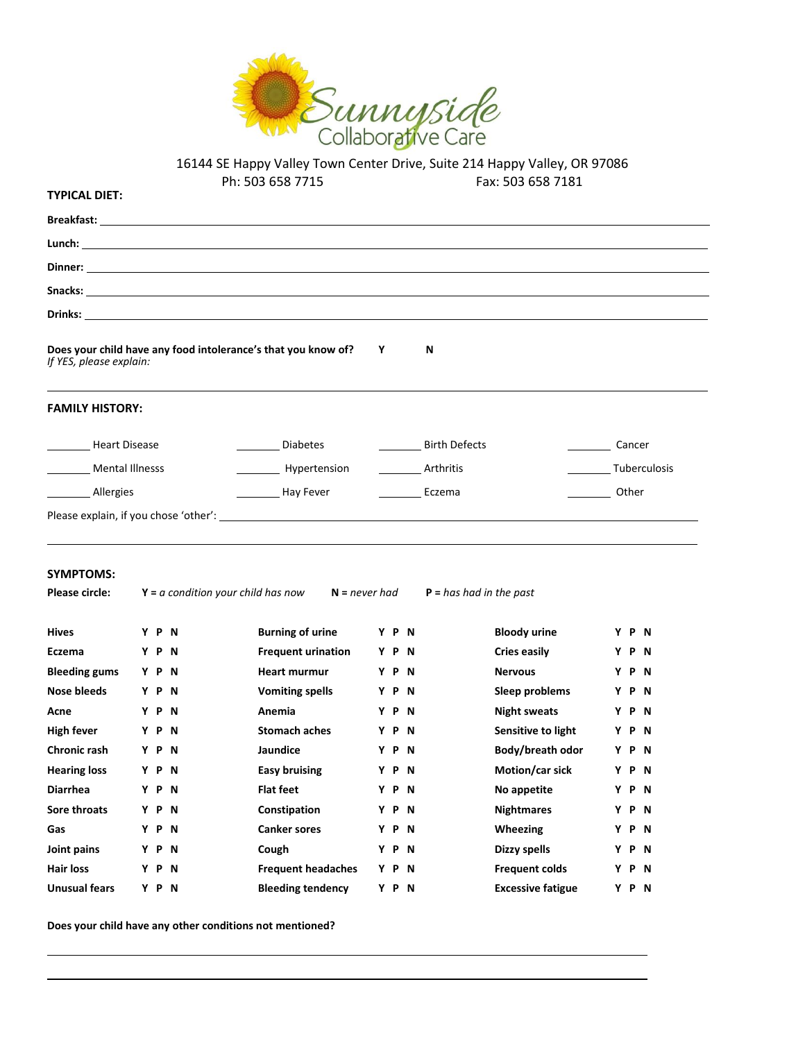Sunnyside Collaborative Care

16144 SE Happy Valley Town Center Drive, Suite 214 Happy Valley, OR 97086

Ph: 503 658 7715 Fax: 503 658 7181

**TYPICAL DIET:**

**Breakfast:** ______________________________________________

**Lunch:** ______________________________________________

**Dinner:** ______________________________________________

**Snacks:** ______________________________________________

**Drinks:** ______________________________________________

**Does your child have any food intolerance's that you know of?** **Y** **N**

*If YES, please explain:*

______________________________________________

**FAMILY HISTORY:**

| | | | |
|---|---|---|---|
| ______ Heart Disease | ______ Diabetes | ______ Birth Defects | ______ Cancer |
| ______ Mental Illnesss | ______ Hypertension | ______ Arthritis | ______ Tuberculosis |
| ______ Allergies | ______ Hay Fever | ______ Eczema | ______ Other |

Please explain, if you chose 'other': ______________________________________________

______________________________________________

**SYMPTOMS:**

**Please circle:** **Y** = *a condition your child has now* **N** = *never had* **P** = *has had in the past*

| | | | | | |
|---|---|---|---|---|---|
| **Hives** | **Y P N** | **Burning of urine** | **Y P N** | **Bloody urine** | **Y P N** |
| **Eczema** | **Y P N** | **Frequent urination** | **Y P N** | **Cries easily** | **Y P N** |
| **Bleeding gums** | **Y P N** | **Heart murmur** | **Y P N** | **Nervous** | **Y P N** |
| **Nose bleeds** | **Y P N** | **Vomiting spells** | **Y P N** | **Sleep problems** | **Y P N** |
| **Acne** | **Y P N** | **Anemia** | **Y P N** | **Night sweats** | **Y P N** |
| **High fever** | **Y P N** | **Stomach aches** | **Y P N** | **Sensitive to light** | **Y P N** |
| **Chronic rash** | **Y P N** | **Jaundice** | **Y P N** | **Body/breath odor** | **Y P N** |
| **Hearing loss** | **Y P N** | **Easy bruising** | **Y P N** | **Motion/car sick** | **Y P N** |
| **Diarrhea** | **Y P N** | **Flat feet** | **Y P N** | **No appetite** | **Y P N** |
| **Sore throats** | **Y P N** | **Constipation** | **Y P N** | **Nightmares** | **Y P N** |
| **Gas** | **Y P N** | **Canker sores** | **Y P N** | **Wheezing** | **Y P N** |
| **Joint pains** | **Y P N** | **Cough** | **Y P N** | **Dizzy spells** | **Y P N** |
| **Hair loss** | **Y P N** | **Frequent headaches** | **Y P N** | **Frequent colds** | **Y P N** |
| **Unusual fears** | **Y P N** | **Bleeding tendency** | **Y P N** | **Excessive fatigue** | **Y P N** |

**Does your child have any other conditions not mentioned?**

______________________________________________

______________________________________________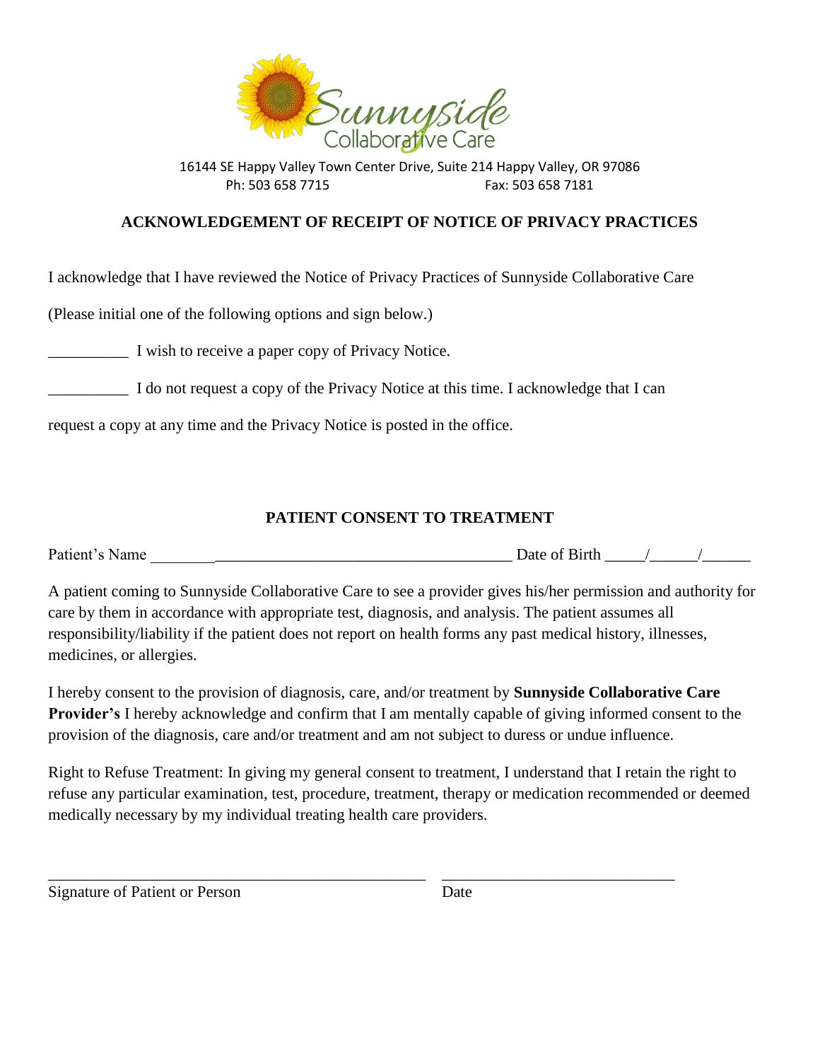16144 SE Happy Valley Town Center Drive, Suite 214 Happy Valley, OR 97086
Ph: 503 658 7715 Fax: 503 658 7181

## ACKNOWLEDGEMENT OF RECEIPT OF NOTICE OF PRIVACY PRACTICES

I acknowledge that I have reviewed the Notice of Privacy Practices of Sunnyside Collaborative Care

(Please initial one of the following options and sign below.)

__________ I wish to receive a paper copy of Privacy Notice.

__________ I do not request a copy of the Privacy Notice at this time. I acknowledge that I can request a copy at any time and the Privacy Notice is posted in the office.

## PATIENT CONSENT TO TREATMENT

Patient's Name _____________________________________________ Date of Birth _____/______/______

A patient coming to Sunnyside Collaborative Care to see a provider gives his/her permission and authority for care by them in accordance with appropriate test, diagnosis, and analysis. The patient assumes all responsibility/liability if the patient does not report on health forms any past medical history, illnesses, medicines, or allergies.

I hereby consent to the provision of diagnosis, care, and/or treatment by **Sunnyside Collaborative Care Provider's** I hereby acknowledge and confirm that I am mentally capable of giving informed consent to the provision of the diagnosis, care and/or treatment and am not subject to duress or undue influence.

Right to Refuse Treatment: In giving my general consent to treatment, I understand that I retain the right to refuse any particular examination, test, procedure, treatment, therapy or medication recommended or deemed medically necessary by my individual treating health care providers.

________________________________________________ ______________________________

Signature of Patient or Person Date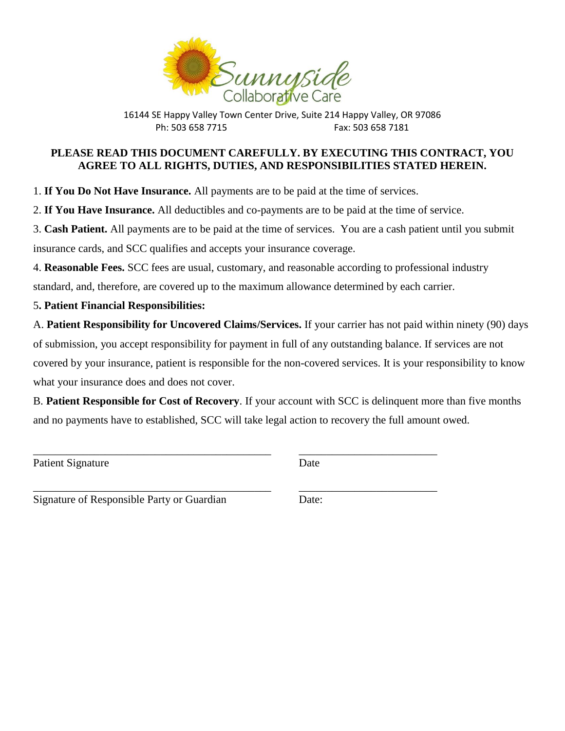Sunnyside Collaborative Care

16144 SE Happy Valley Town Center Drive, Suite 214 Happy Valley, OR 97086
Ph: 503 658 7715 Fax: 503 658 7181

**PLEASE READ THIS DOCUMENT CAREFULLY. BY EXECUTING THIS CONTRACT, YOU AGREE TO ALL RIGHTS, DUTIES, AND RESPONSIBILITIES STATED HEREIN.**

1. **If You Do Not Have Insurance.** All payments are to be paid at the time of services.

2. **If You Have Insurance.** All deductibles and co-payments are to be paid at the time of service.

3. **Cash Patient.** All payments are to be paid at the time of services. You are a cash patient until you submit insurance cards, and SCC qualifies and accepts your insurance coverage.

4. **Reasonable Fees.** SCC fees are usual, customary, and reasonable according to professional industry standard, and, therefore, are covered up to the maximum allowance determined by each carrier.

5**. Patient Financial Responsibilities:**

A. **Patient Responsibility for Uncovered Claims/Services.** If your carrier has not paid within ninety (90) days of submission, you accept responsibility for payment in full of any outstanding balance. If services are not covered by your insurance, patient is responsible for the non-covered services. It is your responsibility to know what your insurance does and does not cover.

B. **Patient Responsible for Cost of Recovery**. If your account with SCC is delinquent more than five months and no payments have to established, SCC will take legal action to recovery the full amount owed.

_____________________________________________ _________________________

Patient Signature Date

_____________________________________________ _________________________

Signature of Responsible Party or Guardian Date: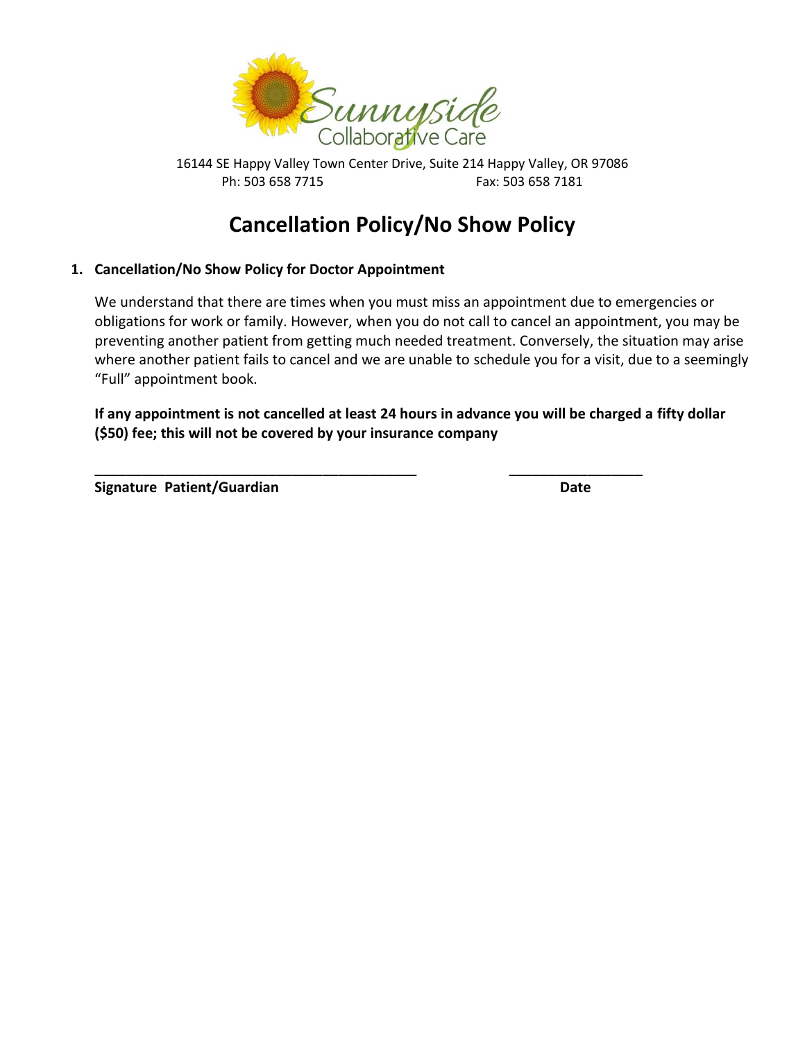Sunnyside Collaborative Care

16144 SE Happy Valley Town Center Drive, Suite 214 Happy Valley, OR 97086
Ph: 503 658 7715 Fax: 503 658 7181

# Cancellation Policy/No Show Policy

1. **Cancellation/No Show Policy for Doctor Appointment**

   We understand that there are times when you must miss an appointment due to emergencies or obligations for work or family. However, when you do not call to cancel an appointment, you may be preventing another patient from getting much needed treatment. Conversely, the situation may arise where another patient fails to cancel and we are unable to schedule you for a visit, due to a seemingly "Full" appointment book.

   **If any appointment is not cancelled at least 24 hours in advance you will be charged a fifty dollar ($50) fee; this will not be covered by your insurance company**

   ___________________________________________ ________________

   **Signature Patient/Guardian** **Date**